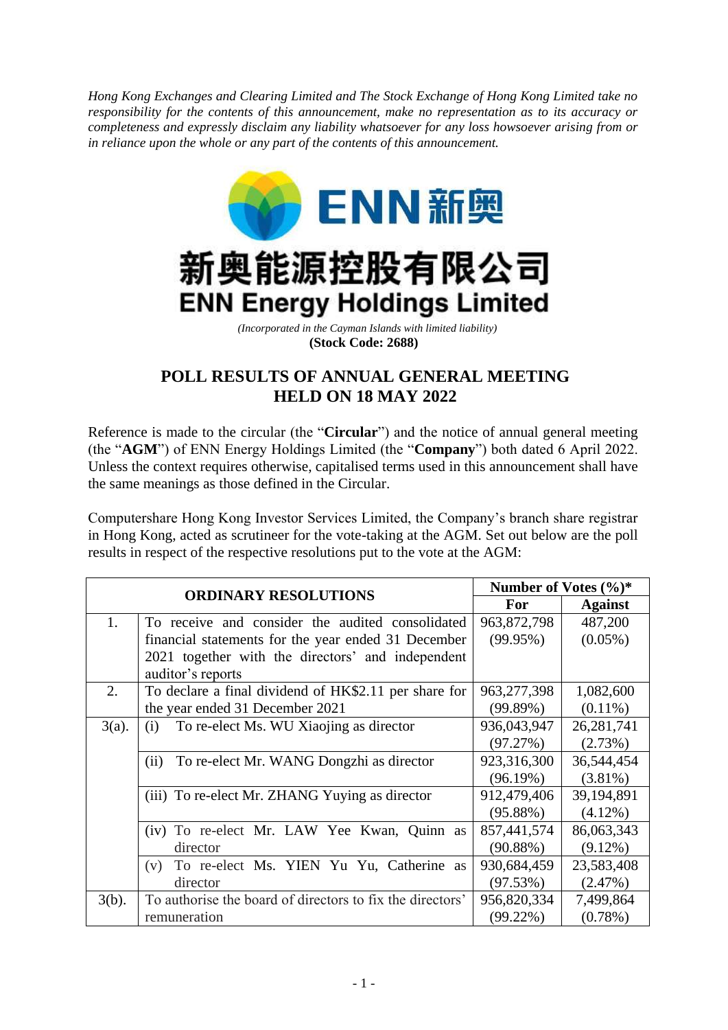*Hong Kong Exchanges and Clearing Limited and The Stock Exchange of Hong Kong Limited take no responsibility for the contents of this announcement, make no representation as to its accuracy or completeness and expressly disclaim any liability whatsoever for any loss howsoever arising from or in reliance upon the whole or any part of the contents of this announcement.*

ENN 新奥

# 新奥能源控股有限公司
# ENN Energy Holdings Limited

*(Incorporated in the Cayman Islands with limited liability)*
**(Stock Code: 2688)**

## POLL RESULTS OF ANNUAL GENERAL MEETING HELD ON 18 MAY 2022

Reference is made to the circular (the "**Circular**") and the notice of annual general meeting (the "**AGM**") of ENN Energy Holdings Limited (the "**Company**") both dated 6 April 2022. Unless the context requires otherwise, capitalised terms used in this announcement shall have the same meanings as those defined in the Circular.

Computershare Hong Kong Investor Services Limited, the Company's branch share registrar in Hong Kong, acted as scrutineer for the vote-taking at the AGM. Set out below are the poll results in respect of the respective resolutions put to the vote at the AGM:

| ORDINARY RESOLUTIONS | | Number of Votes (%)* | |
|---|---|---|---|
| | | **For** | **Against** |
| 1. | To receive and consider the audited consolidated financial statements for the year ended 31 December 2021 together with the directors' and independent auditor's reports | 963,872,798 (99.95%) | 487,200 (0.05%) |
| 2. | To declare a final dividend of HK$2.11 per share for the year ended 31 December 2021 | 963,277,398 (99.89%) | 1,082,600 (0.11%) |
| 3(a). | (i) To re-elect Ms. WU Xiaojing as director | 936,043,947 (97.27%) | 26,281,741 (2.73%) |
| | (ii) To re-elect Mr. WANG Dongzhi as director | 923,316,300 (96.19%) | 36,544,454 (3.81%) |
| | (iii) To re-elect Mr. ZHANG Yuying as director | 912,479,406 (95.88%) | 39,194,891 (4.12%) |
| | (iv) To re-elect Mr. LAW Yee Kwan, Quinn as director | 857,441,574 (90.88%) | 86,063,343 (9.12%) |
| | (v) To re-elect Ms. YIEN Yu Yu, Catherine as director | 930,684,459 (97.53%) | 23,583,408 (2.47%) |
| 3(b). | To authorise the board of directors to fix the directors' remuneration | 956,820,334 (99.22%) | 7,499,864 (0.78%) |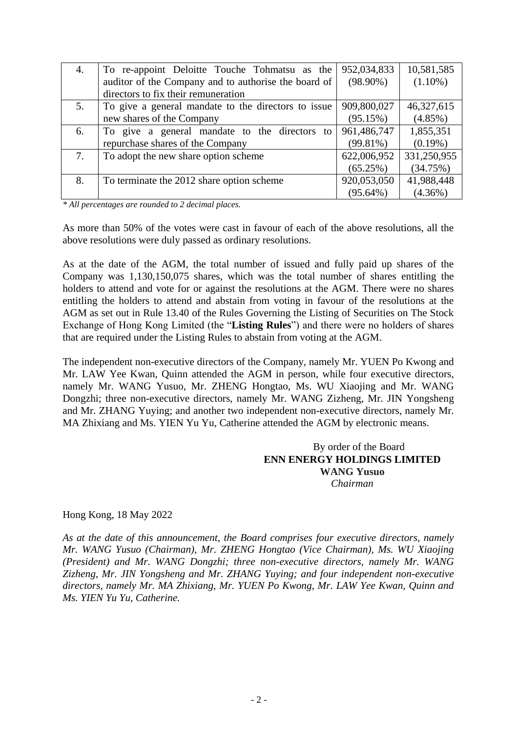| | | | |
|---|---|---|---|
| 4. | To re-appoint Deloitte Touche Tohmatsu as the auditor of the Company and to authorise the board of directors to fix their remuneration | 952,034,833 (98.90%) | 10,581,585 (1.10%) |
| 5. | To give a general mandate to the directors to issue new shares of the Company | 909,800,027 (95.15%) | 46,327,615 (4.85%) |
| 6. | To give a general mandate to the directors to repurchase shares of the Company | 961,486,747 (99.81%) | 1,855,351 (0.19%) |
| 7. | To adopt the new share option scheme | 622,006,952 (65.25%) | 331,250,955 (34.75%) |
| 8. | To terminate the 2012 share option scheme | 920,053,050 (95.64%) | 41,988,448 (4.36%) |

*\* All percentages are rounded to 2 decimal places.*

As more than 50% of the votes were cast in favour of each of the above resolutions, all the above resolutions were duly passed as ordinary resolutions.

As at the date of the AGM, the total number of issued and fully paid up shares of the Company was 1,130,150,075 shares, which was the total number of shares entitling the holders to attend and vote for or against the resolutions at the AGM. There were no shares entitling the holders to attend and abstain from voting in favour of the resolutions at the AGM as set out in Rule 13.40 of the Rules Governing the Listing of Securities on The Stock Exchange of Hong Kong Limited (the "**Listing Rules**") and there were no holders of shares that are required under the Listing Rules to abstain from voting at the AGM.

The independent non-executive directors of the Company, namely Mr. YUEN Po Kwong and Mr. LAW Yee Kwan, Quinn attended the AGM in person, while four executive directors, namely Mr. WANG Yusuo, Mr. ZHENG Hongtao, Ms. WU Xiaojing and Mr. WANG Dongzhi; three non-executive directors, namely Mr. WANG Zizheng, Mr. JIN Yongsheng and Mr. ZHANG Yuying; and another two independent non-executive directors, namely Mr. MA Zhixiang and Ms. YIEN Yu Yu, Catherine attended the AGM by electronic means.

By order of the Board
**ENN ENERGY HOLDINGS LIMITED**
**WANG Yusuo**
*Chairman*

Hong Kong, 18 May 2022

*As at the date of this announcement, the Board comprises four executive directors, namely Mr. WANG Yusuo (Chairman), Mr. ZHENG Hongtao (Vice Chairman), Ms. WU Xiaojing (President) and Mr. WANG Dongzhi; three non-executive directors, namely Mr. WANG Zizheng, Mr. JIN Yongsheng and Mr. ZHANG Yuying; and four independent non-executive directors, namely Mr. MA Zhixiang, Mr. YUEN Po Kwong, Mr. LAW Yee Kwan, Quinn and Ms. YIEN Yu Yu, Catherine.*